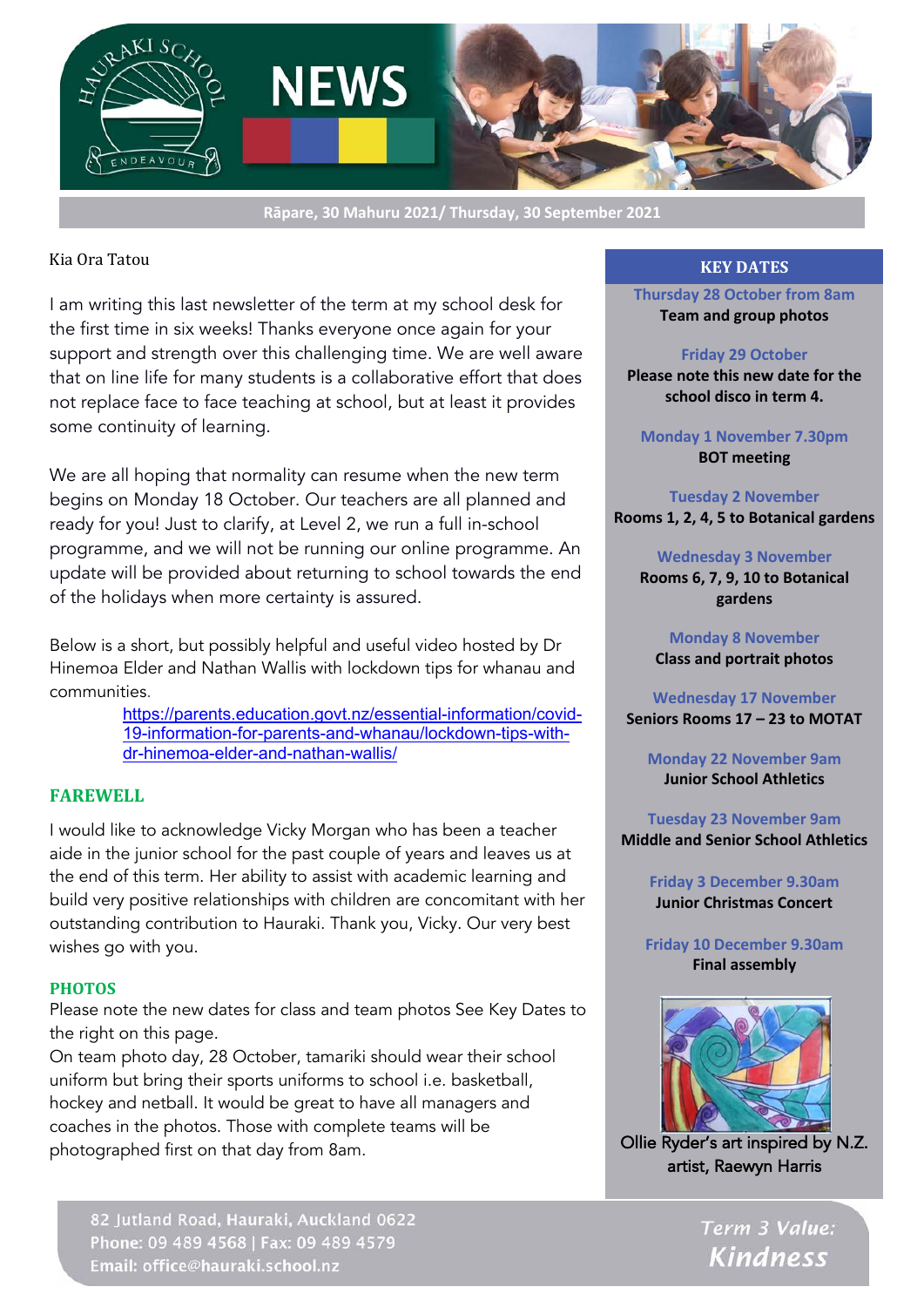# NEWS

Rāpare, 30 Mahuru 2021/ Thursday, 30 September 2021

Kia Ora Tatou

I am writing this last newsletter of the term at my school desk for the first time in six weeks! Thanks everyone once again for your support and strength over this challenging time. We are well aware that on line life for many students is a collaborative effort that does not replace face to face teaching at school, but at least it provides some continuity of learning.

We are all hoping that normality can resume when the new term begins on Monday 18 October. Our teachers are all planned and ready for you! Just to clarify, at Level 2, we run a full in-school programme, and we will not be running our online programme. An update will be provided about returning to school towards the end of the holidays when more certainty is assured.

Below is a short, but possibly helpful and useful video hosted by Dr Hinemoa Elder and Nathan Wallis with lockdown tips for whanau and communities.

https://parents.education.govt.nz/essential-information/covid-19-information-for-parents-and-whanau/lockdown-tips-with-dr-hinemoa-elder-and-nathan-wallis/

## FAREWELL

I would like to acknowledge Vicky Morgan who has been a teacher aide in the junior school for the past couple of years and leaves us at the end of this term. Her ability to assist with academic learning and build very positive relationships with children are concomitant with her outstanding contribution to Hauraki. Thank you, Vicky. Our very best wishes go with you.

## PHOTOS

Please note the new dates for class and team photos See Key Dates to the right on this page.

On team photo day, 28 October, tamariki should wear their school uniform but bring their sports uniforms to school i.e. basketball, hockey and netball. It would be great to have all managers and coaches in the photos. Those with complete teams will be photographed first on that day from 8am.

## KEY DATES

**Thursday 28 October from 8am**
**Team and group photos**

**Friday 29 October**
**Please note this new date for the school disco in term 4.**

**Monday 1 November 7.30pm**
**BOT meeting**

**Tuesday 2 November**
**Rooms 1, 2, 4, 5 to Botanical gardens**

**Wednesday 3 November**
**Rooms 6, 7, 9, 10 to Botanical gardens**

**Monday 8 November**
**Class and portrait photos**

**Wednesday 17 November**
**Seniors Rooms 17 – 23 to MOTAT**

**Monday 22 November 9am**
**Junior School Athletics**

**Tuesday 23 November 9am**
**Middle and Senior School Athletics**

**Friday 3 December 9.30am**
**Junior Christmas Concert**

**Friday 10 December 9.30am**
**Final assembly**

Ollie Ryder's art inspired by N.Z. artist, Raewyn Harris

82 Jutland Road, Hauraki, Auckland 0622
Phone: 09 489 4568 | Fax: 09 489 4579
Email: office@hauraki.school.nz

*Term 3 Value: Kindness*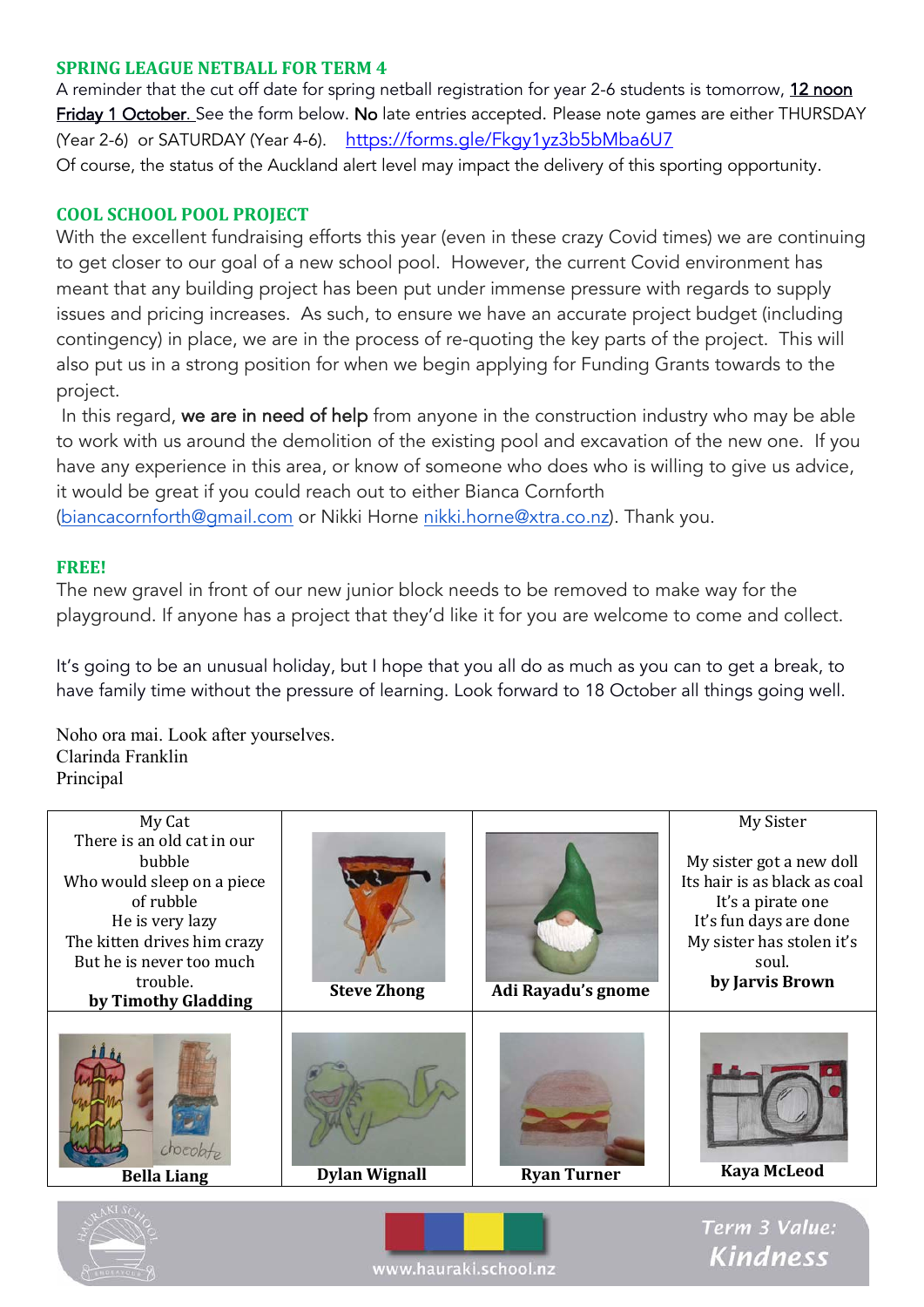## SPRING LEAGUE NETBALL FOR TERM 4

A reminder that the cut off date for spring netball registration for year 2-6 students is tomorrow, 12 noon Friday 1 October. See the form below. No late entries accepted. Please note games are either THURSDAY (Year 2-6) or SATURDAY (Year 4-6). https://forms.gle/Fkgy1yz3b5bMba6U7

Of course, the status of the Auckland alert level may impact the delivery of this sporting opportunity.

## COOL SCHOOL POOL PROJECT

With the excellent fundraising efforts this year (even in these crazy Covid times) we are continuing to get closer to our goal of a new school pool. However, the current Covid environment has meant that any building project has been put under immense pressure with regards to supply issues and pricing increases. As such, to ensure we have an accurate project budget (including contingency) in place, we are in the process of re-quoting the key parts of the project. This will also put us in a strong position for when we begin applying for Funding Grants towards to the project.

In this regard, **we are in need of help** from anyone in the construction industry who may be able to work with us around the demolition of the existing pool and excavation of the new one. If you have any experience in this area, or know of someone who does who is willing to give us advice, it would be great if you could reach out to either Bianca Cornforth (biancacornforth@gmail.com or Nikki Horne nikki.horne@xtra.co.nz). Thank you.

## FREE!

The new gravel in front of our new junior block needs to be removed to make way for the playground. If anyone has a project that they'd like it for you are welcome to come and collect.

It's going to be an unusual holiday, but I hope that you all do as much as you can to get a break, to have family time without the pressure of learning. Look forward to 18 October all things going well.

Noho ora mai. Look after yourselves.
Clarinda Franklin
Principal

| My Cat<br>There is an old cat in our bubble<br>Who would sleep on a piece of rubble<br>He is very lazy<br>The kitten drives him crazy<br>But he is never too much trouble.<br>**by Timothy Gladding** | **Steve Zhong** | **Adi Rayadu's gnome** | My Sister<br><br>My sister got a new doll<br>Its hair is as black as coal<br>It's a pirate one<br>It's fun days are done<br>My sister has stolen it's soul.<br>**by Jarvis Brown** |
|---|---|---|---|
| **Bella Liang** | **Dylan Wignall** | **Ryan Turner** | **Kaya McLeod** |

Term 3 Value: Kindness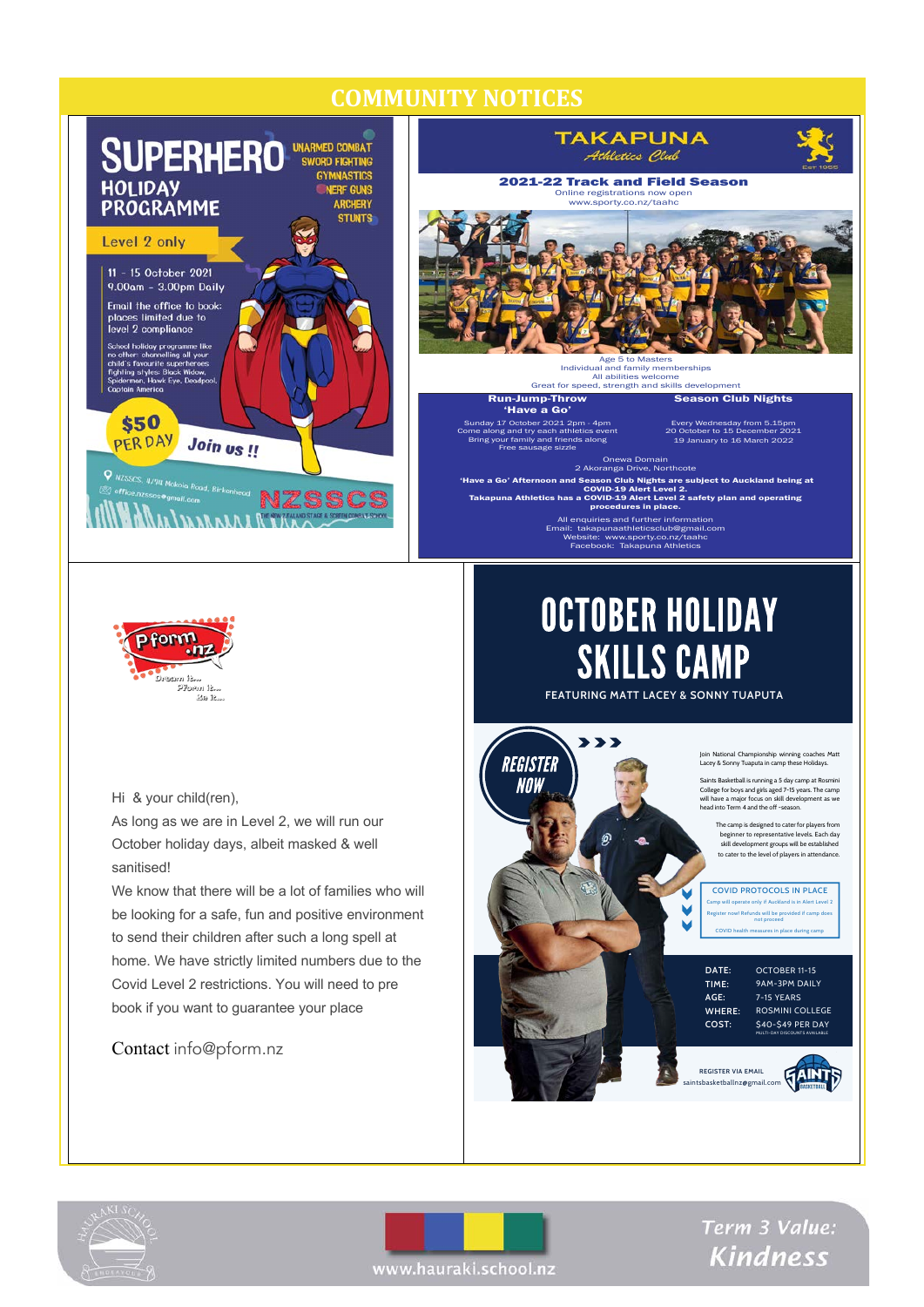# COMMUNITY NOTICES

## SUPERHERO HOLIDAY PROGRAMME

UNARMED COMBAT
SWORD FIGHTING
GYMNASTICS
NERF GUNS
ARCHERY
STUNTS

**Level 2 only**

11 - 15 October 2021
9.00am - 3.00pm Daily

Email the office to book: places limited due to level 2 compliance

School holiday programme like no other: channelling all your child's favourite superheroes fighting styles: Black Widow, Spiderman, Hawk Eye, Deadpool, Captain America

**$50 PER DAY**

**Join us !!**

NZSSCS, 4/98 Mokoia Road, Birkenhead
office.nzsscs@gmail.com

NZSSCS — THE NEW ZEALAND STAGE & SCREEN COMBAT SCHOOL

## TAKAPUNA Athletics Club

Est 1955

**2021-22 Track and Field Season**
Online registrations now open
www.sporty.co.nz/taahc

Age 5 to Masters
Individual and family memberships
All abilities welcome
Great for speed, strength and skills development

**Run-Jump-Throw 'Have a Go'**
Sunday 17 October 2021 2pm - 4pm
Come along and try each athletics event
Bring your family and friends along
Free sausage sizzle

**Season Club Nights**
Every Wednesday from 5.15pm
20 October to 15 December 2021
19 January to 16 March 2022

Onewa Domain
2 Akoranga Drive, Northcote

**'Have a Go' Afternoon and Season Club Nights are subject to Auckland being at COVID-19 Alert Level 2.**
**Takapuna Athletics has a COVID-19 Alert Level 2 safety plan and operating procedures in place.**

All enquiries and further information
Email: takapunaathleticsclub@gmail.com
Website: www.sporty.co.nz/taahc
Facebook: Takapuna Athletics

## Pform.nz

Dream it... Pform it... Be it...

Hi & your child(ren),

As long as we are in Level 2, we will run our October holiday days, albeit masked & well sanitised!

We know that there will be a lot of families who will be looking for a safe, fun and positive environment to send their children after such a long spell at home. We have strictly limited numbers due to the Covid Level 2 restrictions. You will need to pre book if you want to guarantee your place

Contact info@pform.nz

## OCTOBER HOLIDAY SKILLS CAMP

FEATURING MATT LACEY & SONNY TUAPUTA

REGISTER NOW

Join National Championship winning coaches Matt Lacey & Sonny Tuaputa in camp these Holidays.

Saints Basketball is running a 5 day camp at Rosmini College for boys and girls aged 7-15 years. The camp will have a major focus on skill development as we head into Term 4 and the off-season.

The camp is designed to cater for players from beginner to representative levels. Each day skill development groups will be established to cater to the level of players in attendance.

**COVID PROTOCOLS IN PLACE**
Camp will operate only if Auckland is in Alert Level 2
Register now! Refunds will be provided if camp does not proceed
COVID health measures in place during camp

| | |
|---|---|
| DATE: | OCTOBER 11-15 |
| TIME: | 9AM-3PM DAILY |
| AGE: | 7-15 YEARS |
| WHERE: | ROSMINI COLLEGE |
| COST: | $40-$49 PER DAY (MULTI-DAY DISCOUNTS AVAILABLE) |

REGISTER VIA EMAIL
saintsbasketballnz@gmail.com

SAINTS BASKETBALL

www.hauraki.school.nz

*Term 3 Value: Kindness*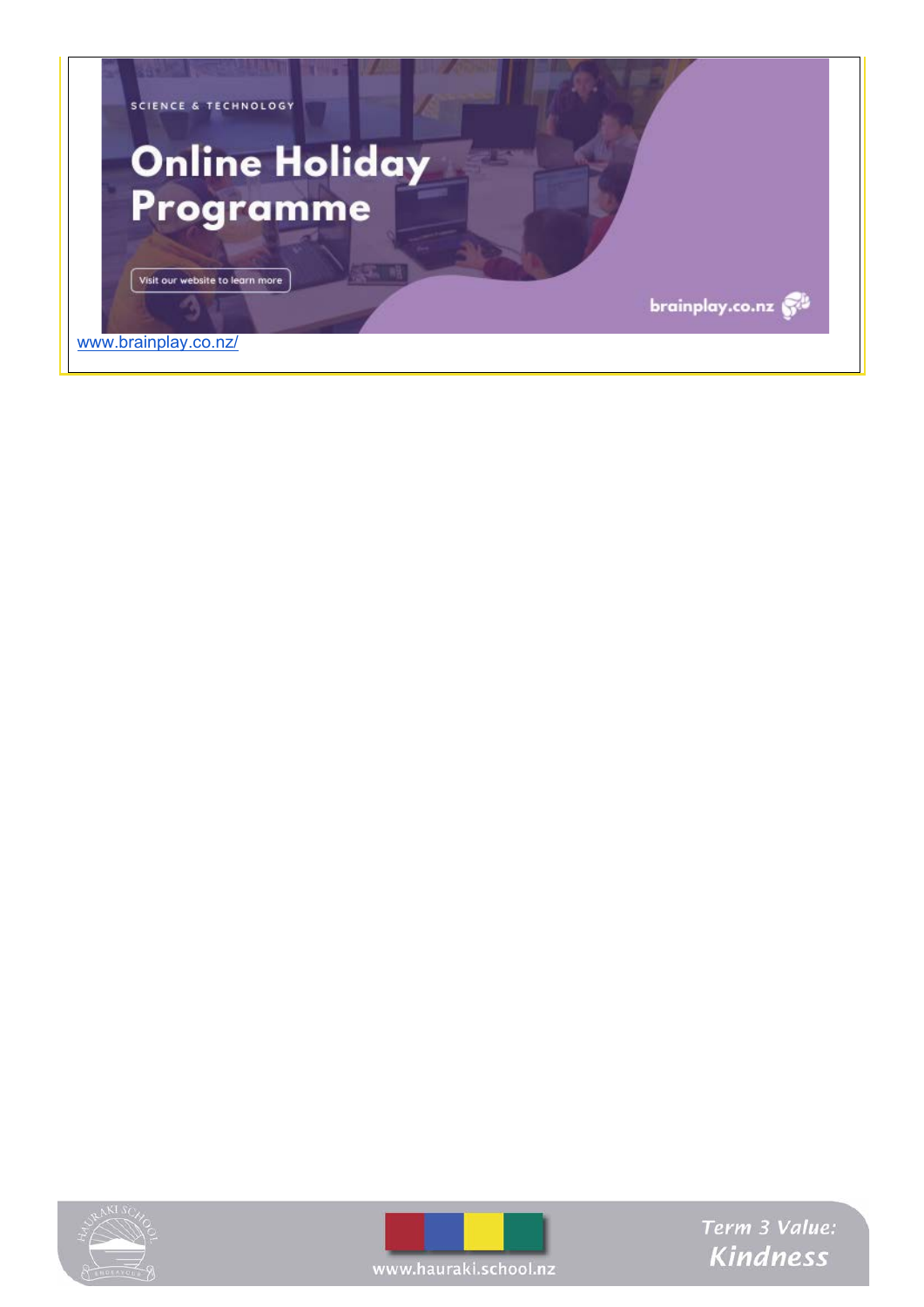SCIENCE & TECHNOLOGY

# Online Holiday Programme

Visit our website to learn more

brainplay.co.nz

www.brainplay.co.nz/